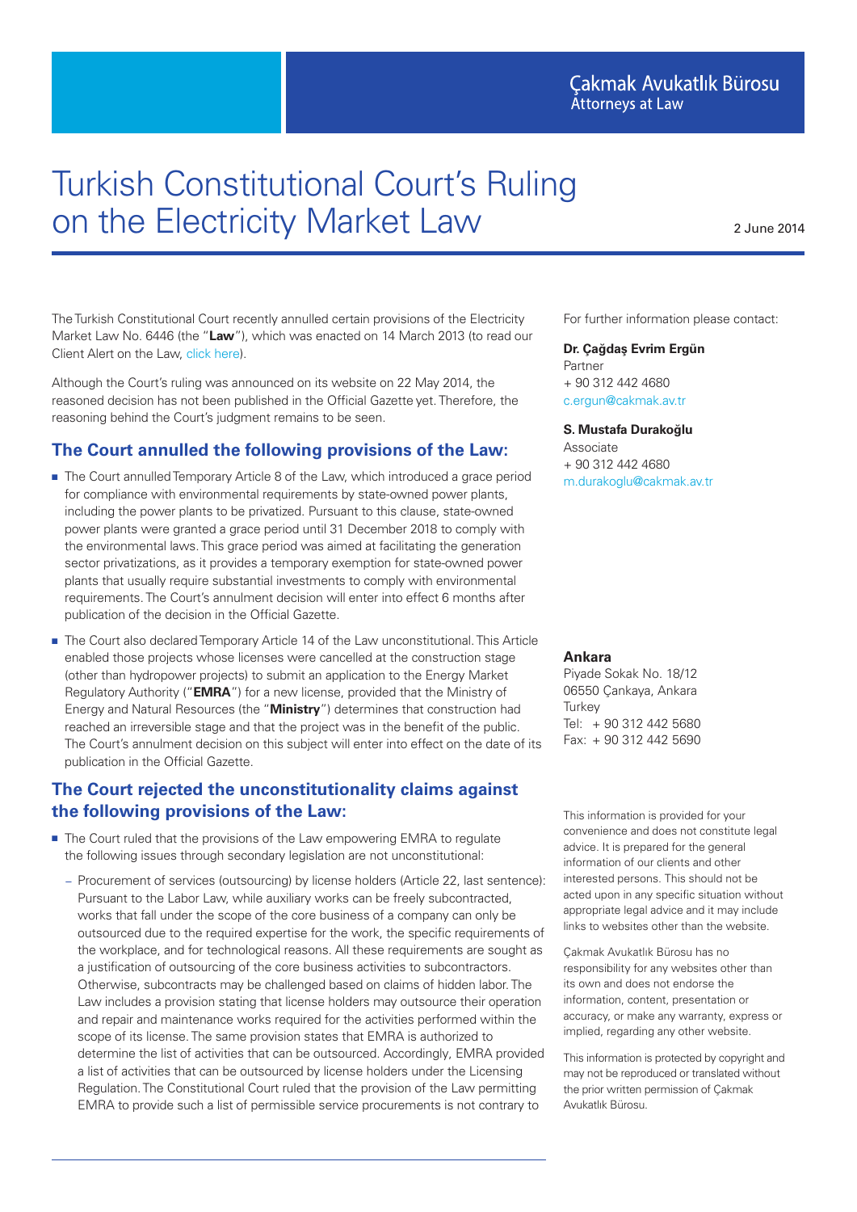Çakmak Avukatlık Bürosu
Attorneys at Law

# Turkish Constitutional Court's Ruling on the Electricity Market Law

2 June 2014

The Turkish Constitutional Court recently annulled certain provisions of the Electricity Market Law No. 6446 (the "**Law**"), which was enacted on 14 March 2013 (to read our Client Alert on the Law, click here).

Although the Court's ruling was announced on its website on 22 May 2014, the reasoned decision has not been published in the Official Gazette yet. Therefore, the reasoning behind the Court's judgment remains to be seen.

## The Court annulled the following provisions of the Law:

- The Court annulled Temporary Article 8 of the Law, which introduced a grace period for compliance with environmental requirements by state-owned power plants, including the power plants to be privatized. Pursuant to this clause, state-owned power plants were granted a grace period until 31 December 2018 to comply with the environmental laws. This grace period was aimed at facilitating the generation sector privatizations, as it provides a temporary exemption for state-owned power plants that usually require substantial investments to comply with environmental requirements. The Court's annulment decision will enter into effect 6 months after publication of the decision in the Official Gazette.
- The Court also declared Temporary Article 14 of the Law unconstitutional. This Article enabled those projects whose licenses were cancelled at the construction stage (other than hydropower projects) to submit an application to the Energy Market Regulatory Authority ("**EMRA**") for a new license, provided that the Ministry of Energy and Natural Resources (the "**Ministry**") determines that construction had reached an irreversible stage and that the project was in the benefit of the public. The Court's annulment decision on this subject will enter into effect on the date of its publication in the Official Gazette.

## The Court rejected the unconstitutionality claims against the following provisions of the Law:

- The Court ruled that the provisions of the Law empowering EMRA to regulate the following issues through secondary legislation are not unconstitutional:
  - Procurement of services (outsourcing) by license holders (Article 22, last sentence): Pursuant to the Labor Law, while auxiliary works can be freely subcontracted, works that fall under the scope of the core business of a company can only be outsourced due to the required expertise for the work, the specific requirements of the workplace, and for technological reasons. All these requirements are sought as a justification of outsourcing of the core business activities to subcontractors. Otherwise, subcontracts may be challenged based on claims of hidden labor. The Law includes a provision stating that license holders may outsource their operation and repair and maintenance works required for the activities performed within the scope of its license. The same provision states that EMRA is authorized to determine the list of activities that can be outsourced. Accordingly, EMRA provided a list of activities that can be outsourced by license holders under the Licensing Regulation. The Constitutional Court ruled that the provision of the Law permitting EMRA to provide such a list of permissible service procurements is not contrary to

For further information please contact:

**Dr. Çağdaş Evrim Ergün**
Partner
+ 90 312 442 4680
c.ergun@cakmak.av.tr

**S. Mustafa Durakoğlu**
Associate
+ 90 312 442 4680
m.durakoglu@cakmak.av.tr

**Ankara**
Piyade Sokak No. 18/12
06550 Çankaya, Ankara
Turkey
Tel: + 90 312 442 5680
Fax: + 90 312 442 5690

This information is provided for your convenience and does not constitute legal advice. It is prepared for the general information of our clients and other interested persons. This should not be acted upon in any specific situation without appropriate legal advice and it may include links to websites other than the website.

Çakmak Avukatlık Bürosu has no responsibility for any websites other than its own and does not endorse the information, content, presentation or accuracy, or make any warranty, express or implied, regarding any other website.

This information is protected by copyright and may not be reproduced or translated without the prior written permission of Çakmak Avukatlık Bürosu.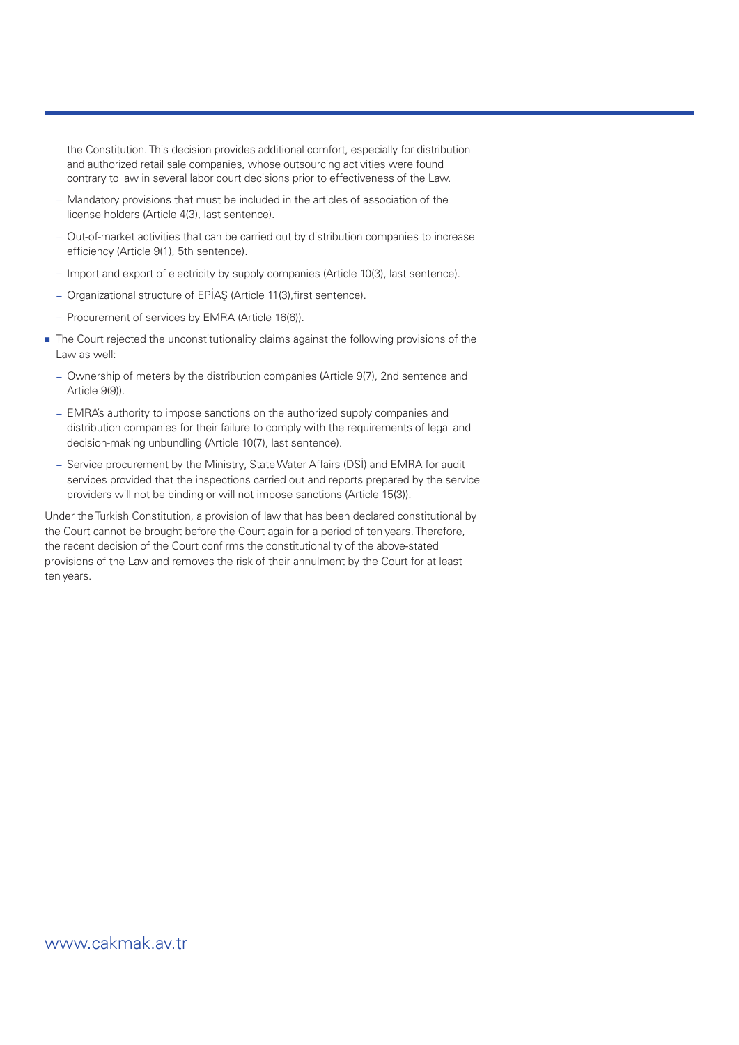the Constitution. This decision provides additional comfort, especially for distribution and authorized retail sale companies, whose outsourcing activities were found contrary to law in several labor court decisions prior to effectiveness of the Law.

- Mandatory provisions that must be included in the articles of association of the license holders (Article 4(3), last sentence).
- Out-of-market activities that can be carried out by distribution companies to increase efficiency (Article 9(1), 5th sentence).
- Import and export of electricity by supply companies (Article 10(3), last sentence).
- Organizational structure of EPİAŞ (Article 11(3),first sentence).
- Procurement of services by EMRA (Article 16(6)).

- The Court rejected the unconstitutionality claims against the following provisions of the Law as well:
  - Ownership of meters by the distribution companies (Article 9(7), 2nd sentence and Article 9(9)).
  - EMRA's authority to impose sanctions on the authorized supply companies and distribution companies for their failure to comply with the requirements of legal and decision-making unbundling (Article 10(7), last sentence).
  - Service procurement by the Ministry, State Water Affairs (DSİ) and EMRA for audit services provided that the inspections carried out and reports prepared by the service providers will not be binding or will not impose sanctions (Article 15(3)).

Under the Turkish Constitution, a provision of law that has been declared constitutional by the Court cannot be brought before the Court again for a period of ten years. Therefore, the recent decision of the Court confirms the constitutionality of the above-stated provisions of the Law and removes the risk of their annulment by the Court for at least ten years.

www.cakmak.av.tr